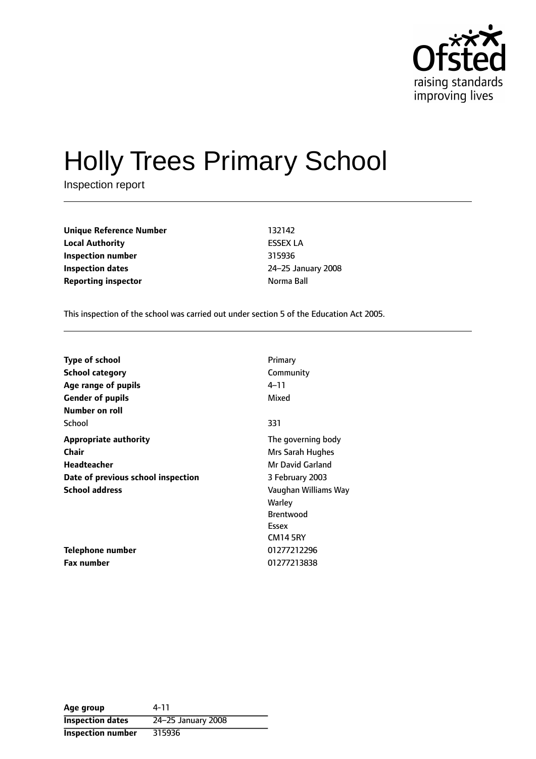Ofsted
raising standards
improving lives

# Holly Trees Primary School

Inspection report

| | |
|---|---|
| **Unique Reference Number** | 132142 |
| **Local Authority** | ESSEX LA |
| **Inspection number** | 315936 |
| **Inspection dates** | 24–25 January 2008 |
| **Reporting inspector** | Norma Ball |

This inspection of the school was carried out under section 5 of the Education Act 2005.

| | |
|---|---|
| **Type of school** | Primary |
| **School category** | Community |
| **Age range of pupils** | 4–11 |
| **Gender of pupils** | Mixed |
| **Number on roll** | |
| School | 331 |
| **Appropriate authority** | The governing body |
| **Chair** | Mrs Sarah Hughes |
| **Headteacher** | Mr David Garland |
| **Date of previous school inspection** | 3 February 2003 |
| **School address** | Vaughan Williams Way<br>Warley<br>Brentwood<br>Essex<br>CM14 5RY |
| **Telephone number** | 01277212296 |
| **Fax number** | 01277213838 |

| | |
|---|---|
| **Age group** | 4-11 |
| **Inspection dates** | 24–25 January 2008 |
| **Inspection number** | 315936 |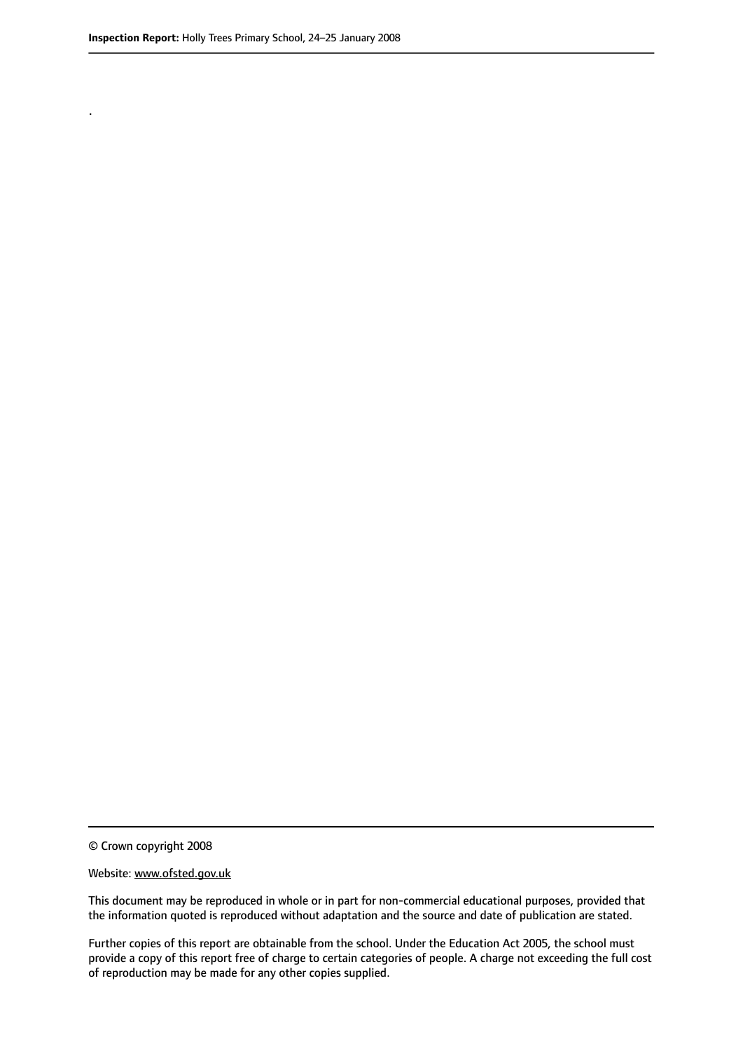.

© Crown copyright 2008

Website: www.ofsted.gov.uk

This document may be reproduced in whole or in part for non-commercial educational purposes, provided that the information quoted is reproduced without adaptation and the source and date of publication are stated.

Further copies of this report are obtainable from the school. Under the Education Act 2005, the school must provide a copy of this report free of charge to certain categories of people. A charge not exceeding the full cost of reproduction may be made for any other copies supplied.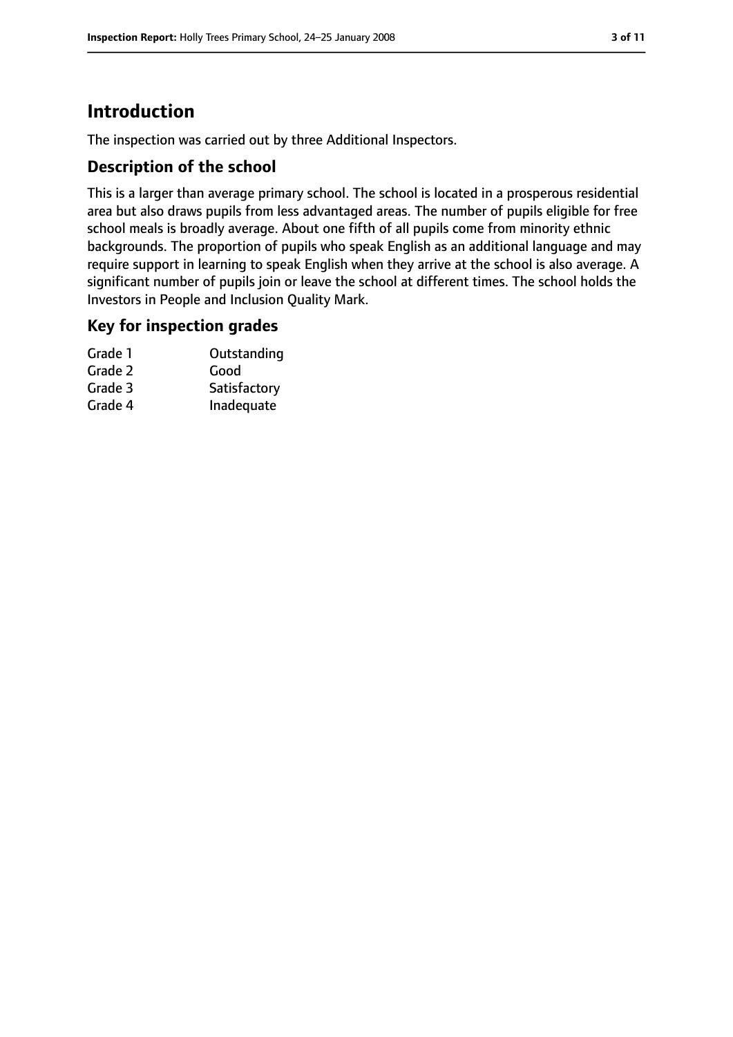## Introduction

The inspection was carried out by three Additional Inspectors.

### Description of the school

This is a larger than average primary school. The school is located in a prosperous residential area but also draws pupils from less advantaged areas. The number of pupils eligible for free school meals is broadly average. About one fifth of all pupils come from minority ethnic backgrounds. The proportion of pupils who speak English as an additional language and may require support in learning to speak English when they arrive at the school is also average. A significant number of pupils join or leave the school at different times. The school holds the Investors in People and Inclusion Quality Mark.

### Key for inspection grades

| | |
|---|---|
| Grade 1 | Outstanding |
| Grade 2 | Good |
| Grade 3 | Satisfactory |
| Grade 4 | Inadequate |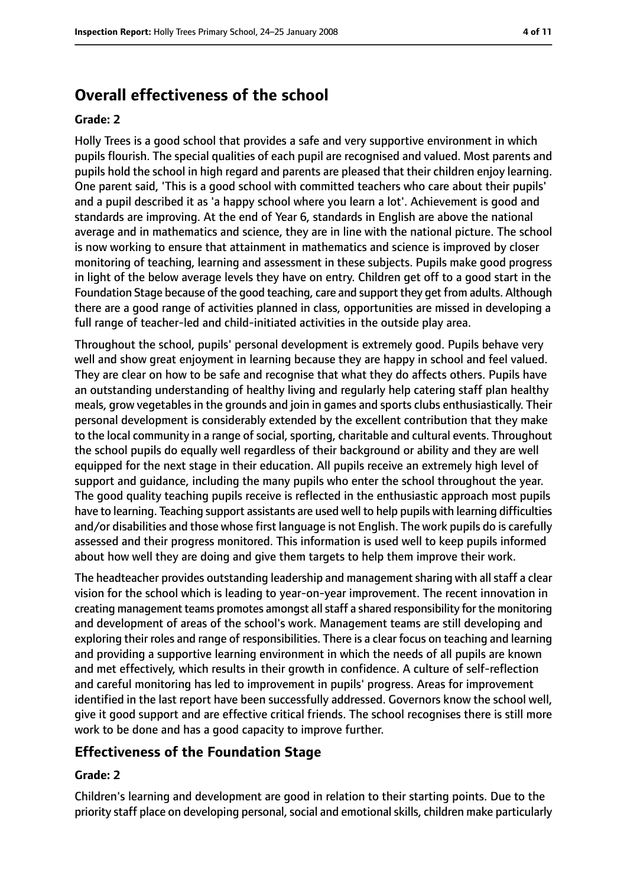## Overall effectiveness of the school

**Grade: 2**

Holly Trees is a good school that provides a safe and very supportive environment in which pupils flourish. The special qualities of each pupil are recognised and valued. Most parents and pupils hold the school in high regard and parents are pleased that their children enjoy learning. One parent said, 'This is a good school with committed teachers who care about their pupils' and a pupil described it as 'a happy school where you learn a lot'. Achievement is good and standards are improving. At the end of Year 6, standards in English are above the national average and in mathematics and science, they are in line with the national picture. The school is now working to ensure that attainment in mathematics and science is improved by closer monitoring of teaching, learning and assessment in these subjects. Pupils make good progress in light of the below average levels they have on entry. Children get off to a good start in the Foundation Stage because of the good teaching, care and support they get from adults. Although there are a good range of activities planned in class, opportunities are missed in developing a full range of teacher-led and child-initiated activities in the outside play area.

Throughout the school, pupils' personal development is extremely good. Pupils behave very well and show great enjoyment in learning because they are happy in school and feel valued. They are clear on how to be safe and recognise that what they do affects others. Pupils have an outstanding understanding of healthy living and regularly help catering staff plan healthy meals, grow vegetables in the grounds and join in games and sports clubs enthusiastically. Their personal development is considerably extended by the excellent contribution that they make to the local community in a range of social, sporting, charitable and cultural events. Throughout the school pupils do equally well regardless of their background or ability and they are well equipped for the next stage in their education. All pupils receive an extremely high level of support and guidance, including the many pupils who enter the school throughout the year. The good quality teaching pupils receive is reflected in the enthusiastic approach most pupils have to learning. Teaching support assistants are used well to help pupils with learning difficulties and/or disabilities and those whose first language is not English. The work pupils do is carefully assessed and their progress monitored. This information is used well to keep pupils informed about how well they are doing and give them targets to help them improve their work.

The headteacher provides outstanding leadership and management sharing with all staff a clear vision for the school which is leading to year-on-year improvement. The recent innovation in creating management teams promotes amongst all staff a shared responsibility for the monitoring and development of areas of the school's work. Management teams are still developing and exploring their roles and range of responsibilities. There is a clear focus on teaching and learning and providing a supportive learning environment in which the needs of all pupils are known and met effectively, which results in their growth in confidence. A culture of self-reflection and careful monitoring has led to improvement in pupils' progress. Areas for improvement identified in the last report have been successfully addressed. Governors know the school well, give it good support and are effective critical friends. The school recognises there is still more work to be done and has a good capacity to improve further.

## Effectiveness of the Foundation Stage

**Grade: 2**

Children's learning and development are good in relation to their starting points. Due to the priority staff place on developing personal, social and emotional skills, children make particularly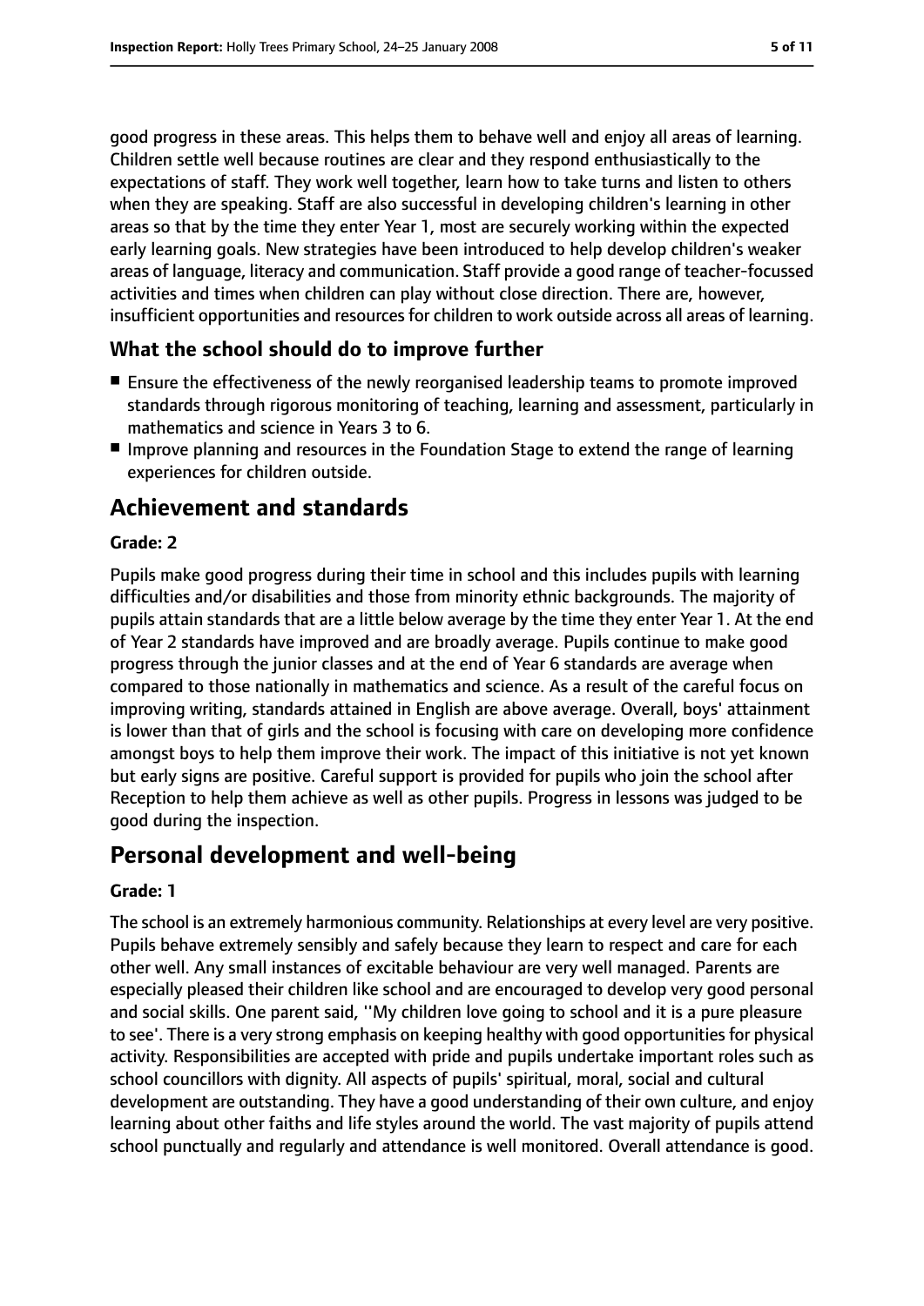good progress in these areas. This helps them to behave well and enjoy all areas of learning. Children settle well because routines are clear and they respond enthusiastically to the expectations of staff. They work well together, learn how to take turns and listen to others when they are speaking. Staff are also successful in developing children's learning in other areas so that by the time they enter Year 1, most are securely working within the expected early learning goals. New strategies have been introduced to help develop children's weaker areas of language, literacy and communication. Staff provide a good range of teacher-focussed activities and times when children can play without close direction. There are, however, insufficient opportunities and resources for children to work outside across all areas of learning.

### What the school should do to improve further

- Ensure the effectiveness of the newly reorganised leadership teams to promote improved standards through rigorous monitoring of teaching, learning and assessment, particularly in mathematics and science in Years 3 to 6.
- Improve planning and resources in the Foundation Stage to extend the range of learning experiences for children outside.

## Achievement and standards

**Grade: 2**

Pupils make good progress during their time in school and this includes pupils with learning difficulties and/or disabilities and those from minority ethnic backgrounds. The majority of pupils attain standards that are a little below average by the time they enter Year 1. At the end of Year 2 standards have improved and are broadly average. Pupils continue to make good progress through the junior classes and at the end of Year 6 standards are average when compared to those nationally in mathematics and science. As a result of the careful focus on improving writing, standards attained in English are above average. Overall, boys' attainment is lower than that of girls and the school is focusing with care on developing more confidence amongst boys to help them improve their work. The impact of this initiative is not yet known but early signs are positive. Careful support is provided for pupils who join the school after Reception to help them achieve as well as other pupils. Progress in lessons was judged to be good during the inspection.

## Personal development and well-being

**Grade: 1**

The school is an extremely harmonious community. Relationships at every level are very positive. Pupils behave extremely sensibly and safely because they learn to respect and care for each other well. Any small instances of excitable behaviour are very well managed. Parents are especially pleased their children like school and are encouraged to develop very good personal and social skills. One parent said, ''My children love going to school and it is a pure pleasure to see'. There is a very strong emphasis on keeping healthy with good opportunities for physical activity. Responsibilities are accepted with pride and pupils undertake important roles such as school councillors with dignity. All aspects of pupils' spiritual, moral, social and cultural development are outstanding. They have a good understanding of their own culture, and enjoy learning about other faiths and life styles around the world. The vast majority of pupils attend school punctually and regularly and attendance is well monitored. Overall attendance is good.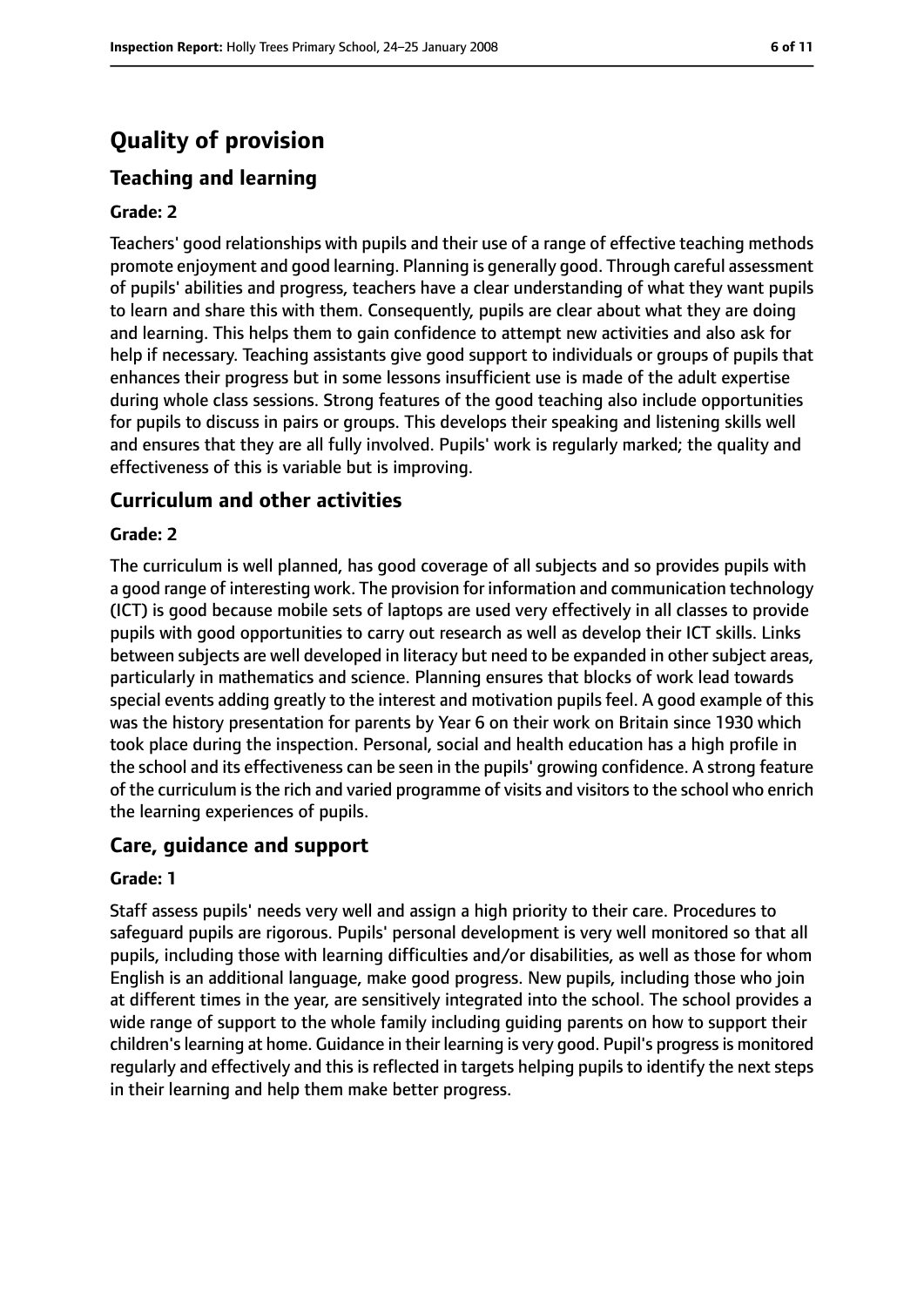# Quality of provision

## Teaching and learning

### Grade: 2

Teachers' good relationships with pupils and their use of a range of effective teaching methods promote enjoyment and good learning. Planning is generally good. Through careful assessment of pupils' abilities and progress, teachers have a clear understanding of what they want pupils to learn and share this with them. Consequently, pupils are clear about what they are doing and learning. This helps them to gain confidence to attempt new activities and also ask for help if necessary. Teaching assistants give good support to individuals or groups of pupils that enhances their progress but in some lessons insufficient use is made of the adult expertise during whole class sessions. Strong features of the good teaching also include opportunities for pupils to discuss in pairs or groups. This develops their speaking and listening skills well and ensures that they are all fully involved. Pupils' work is regularly marked; the quality and effectiveness of this is variable but is improving.

## Curriculum and other activities

### Grade: 2

The curriculum is well planned, has good coverage of all subjects and so provides pupils with a good range of interesting work. The provision for information and communication technology (ICT) is good because mobile sets of laptops are used very effectively in all classes to provide pupils with good opportunities to carry out research as well as develop their ICT skills. Links between subjects are well developed in literacy but need to be expanded in other subject areas, particularly in mathematics and science. Planning ensures that blocks of work lead towards special events adding greatly to the interest and motivation pupils feel. A good example of this was the history presentation for parents by Year 6 on their work on Britain since 1930 which took place during the inspection. Personal, social and health education has a high profile in the school and its effectiveness can be seen in the pupils' growing confidence. A strong feature of the curriculum is the rich and varied programme of visits and visitors to the school who enrich the learning experiences of pupils.

## Care, guidance and support

### Grade: 1

Staff assess pupils' needs very well and assign a high priority to their care. Procedures to safeguard pupils are rigorous. Pupils' personal development is very well monitored so that all pupils, including those with learning difficulties and/or disabilities, as well as those for whom English is an additional language, make good progress. New pupils, including those who join at different times in the year, are sensitively integrated into the school. The school provides a wide range of support to the whole family including guiding parents on how to support their children's learning at home. Guidance in their learning is very good. Pupil's progress is monitored regularly and effectively and this is reflected in targets helping pupils to identify the next steps in their learning and help them make better progress.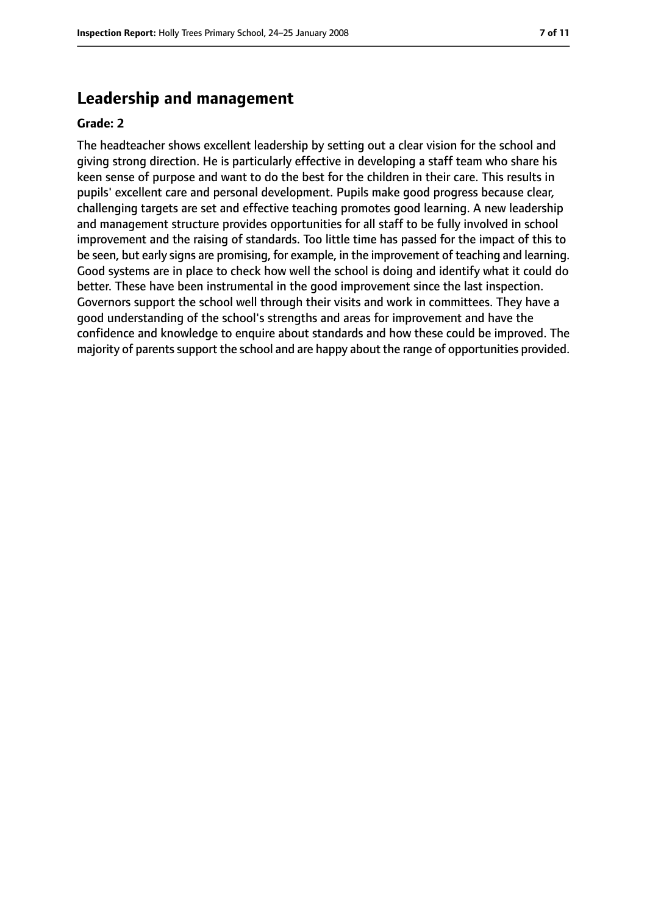## Leadership and management

**Grade: 2**

The headteacher shows excellent leadership by setting out a clear vision for the school and giving strong direction. He is particularly effective in developing a staff team who share his keen sense of purpose and want to do the best for the children in their care. This results in pupils' excellent care and personal development. Pupils make good progress because clear, challenging targets are set and effective teaching promotes good learning. A new leadership and management structure provides opportunities for all staff to be fully involved in school improvement and the raising of standards. Too little time has passed for the impact of this to be seen, but early signs are promising, for example, in the improvement of teaching and learning. Good systems are in place to check how well the school is doing and identify what it could do better. These have been instrumental in the good improvement since the last inspection. Governors support the school well through their visits and work in committees. They have a good understanding of the school's strengths and areas for improvement and have the confidence and knowledge to enquire about standards and how these could be improved. The majority of parents support the school and are happy about the range of opportunities provided.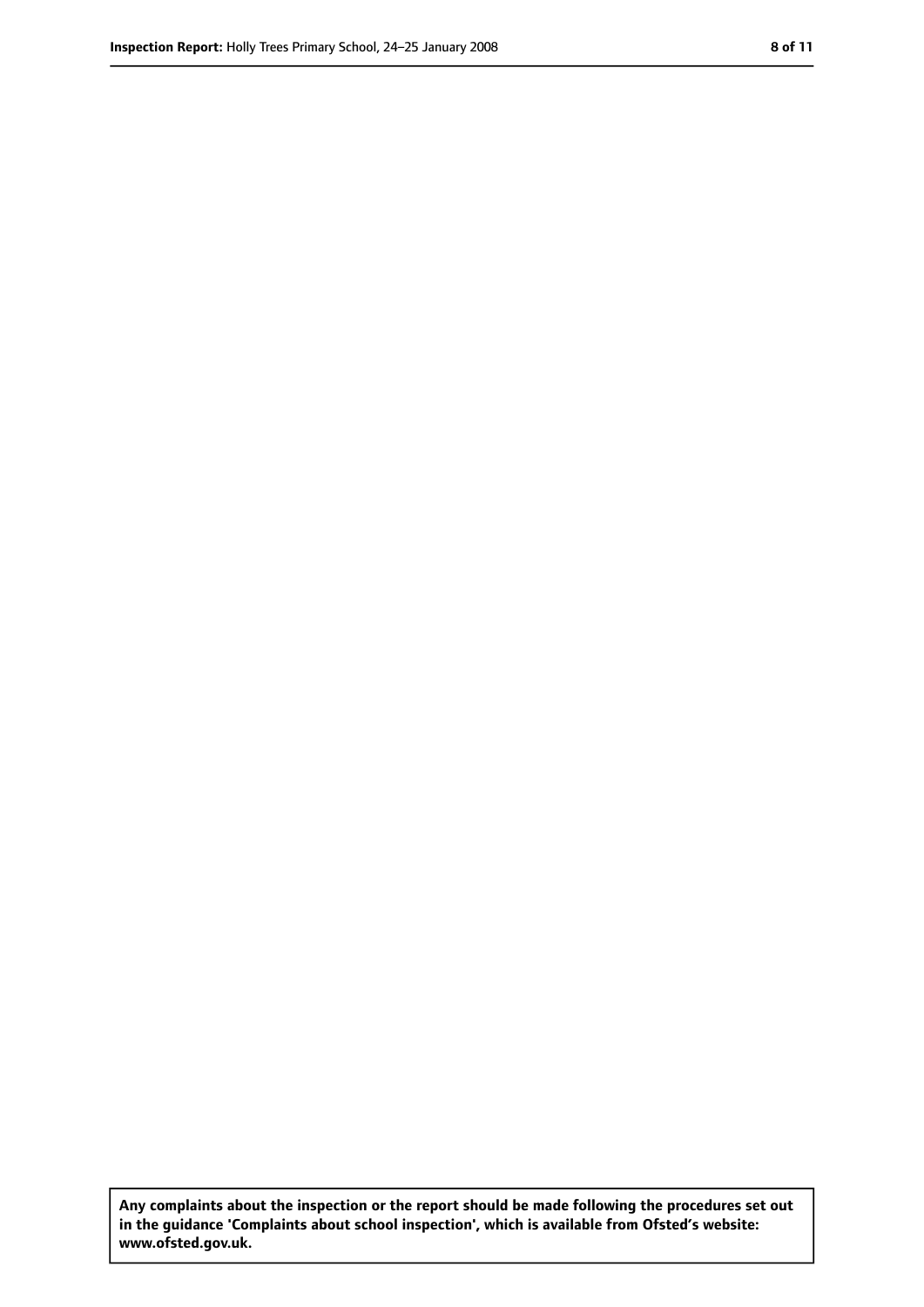**Any complaints about the inspection or the report should be made following the procedures set out in the guidance 'Complaints about school inspection', which is available from Ofsted's website: www.ofsted.gov.uk.**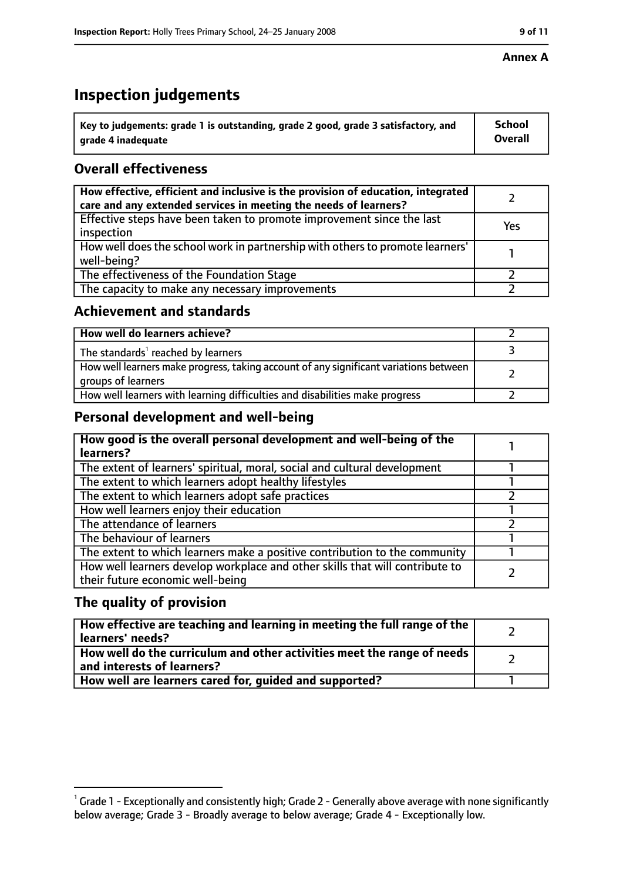**Annex A**

# Inspection judgements

| Key to judgements: grade 1 is outstanding, grade 2 good, grade 3 satisfactory, and grade 4 inadequate | School Overall |
|---|---|

## Overall effectiveness

| | |
|---|---|
| How effective, efficient and inclusive is the provision of education, integrated care and any extended services in meeting the needs of learners? | 2 |
| Effective steps have been taken to promote improvement since the last inspection | Yes |
| How well does the school work in partnership with others to promote learners' well-being? | 1 |
| The effectiveness of the Foundation Stage | 2 |
| The capacity to make any necessary improvements | 2 |

## Achievement and standards

| | |
|---|---|
| **How well do learners achieve?** | 2 |
| The standards[1] reached by learners | 3 |
| How well learners make progress, taking account of any significant variations between groups of learners | 2 |
| How well learners with learning difficulties and disabilities make progress | 2 |

## Personal development and well-being

| | |
|---|---|
| **How good is the overall personal development and well-being of the learners?** | 1 |
| The extent of learners' spiritual, moral, social and cultural development | 1 |
| The extent to which learners adopt healthy lifestyles | 1 |
| The extent to which learners adopt safe practices | 2 |
| How well learners enjoy their education | 1 |
| The attendance of learners | 2 |
| The behaviour of learners | 1 |
| The extent to which learners make a positive contribution to the community | 1 |
| How well learners develop workplace and other skills that will contribute to their future economic well-being | 2 |

## The quality of provision

| | |
|---|---|
| **How effective are teaching and learning in meeting the full range of the learners' needs?** | 2 |
| **How well do the curriculum and other activities meet the range of needs and interests of learners?** | 2 |
| **How well are learners cared for, guided and supported?** | 1 |

[1] Grade 1 - Exceptionally and consistently high; Grade 2 - Generally above average with none significantly below average; Grade 3 - Broadly average to below average; Grade 4 - Exceptionally low.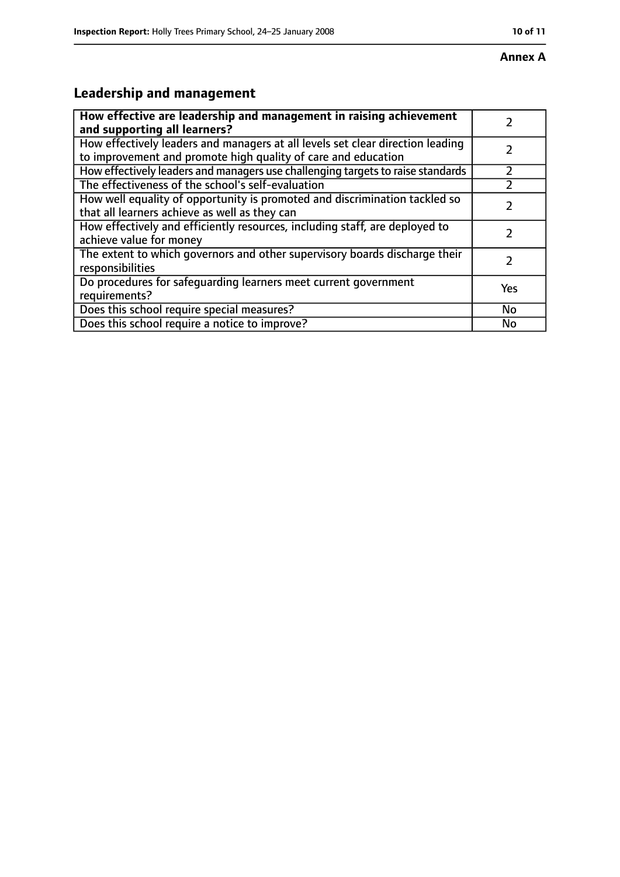**Annex A**

## Leadership and management

| How effective are leadership and management in raising achievement and supporting all learners? | 2 |
|---|---|
| How effectively leaders and managers at all levels set clear direction leading to improvement and promote high quality of care and education | 2 |
| How effectively leaders and managers use challenging targets to raise standards | 2 |
| The effectiveness of the school's self-evaluation | 2 |
| How well equality of opportunity is promoted and discrimination tackled so that all learners achieve as well as they can | 2 |
| How effectively and efficiently resources, including staff, are deployed to achieve value for money | 2 |
| The extent to which governors and other supervisory boards discharge their responsibilities | 2 |
| Do procedures for safeguarding learners meet current government requirements? | Yes |
| Does this school require special measures? | No |
| Does this school require a notice to improve? | No |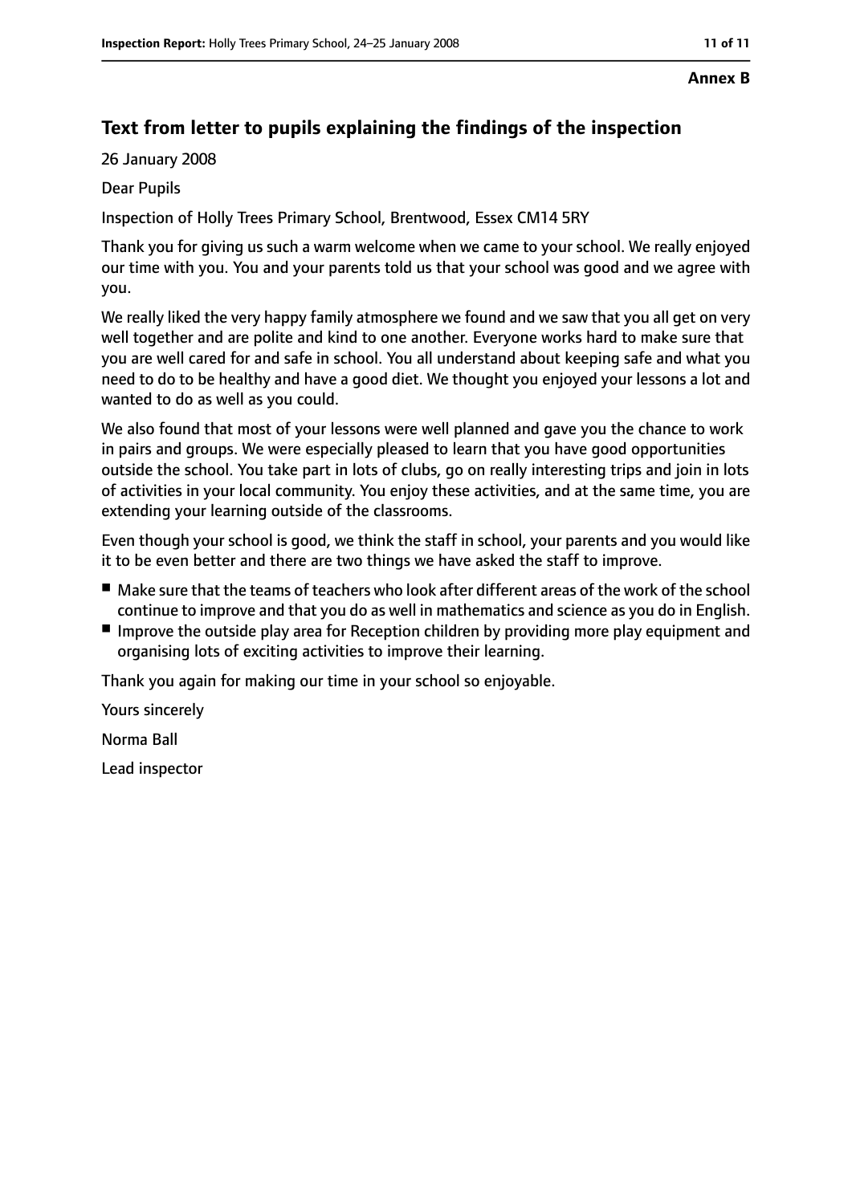**Annex B**

## Text from letter to pupils explaining the findings of the inspection

26 January 2008

Dear Pupils

Inspection of Holly Trees Primary School, Brentwood, Essex CM14 5RY

Thank you for giving us such a warm welcome when we came to your school. We really enjoyed our time with you. You and your parents told us that your school was good and we agree with you.

We really liked the very happy family atmosphere we found and we saw that you all get on very well together and are polite and kind to one another. Everyone works hard to make sure that you are well cared for and safe in school. You all understand about keeping safe and what you need to do to be healthy and have a good diet. We thought you enjoyed your lessons a lot and wanted to do as well as you could.

We also found that most of your lessons were well planned and gave you the chance to work in pairs and groups. We were especially pleased to learn that you have good opportunities outside the school. You take part in lots of clubs, go on really interesting trips and join in lots of activities in your local community. You enjoy these activities, and at the same time, you are extending your learning outside of the classrooms.

Even though your school is good, we think the staff in school, your parents and you would like it to be even better and there are two things we have asked the staff to improve.

- Make sure that the teams of teachers who look after different areas of the work of the school continue to improve and that you do as well in mathematics and science as you do in English.
- Improve the outside play area for Reception children by providing more play equipment and organising lots of exciting activities to improve their learning.

Thank you again for making our time in your school so enjoyable.

Yours sincerely

Norma Ball

Lead inspector